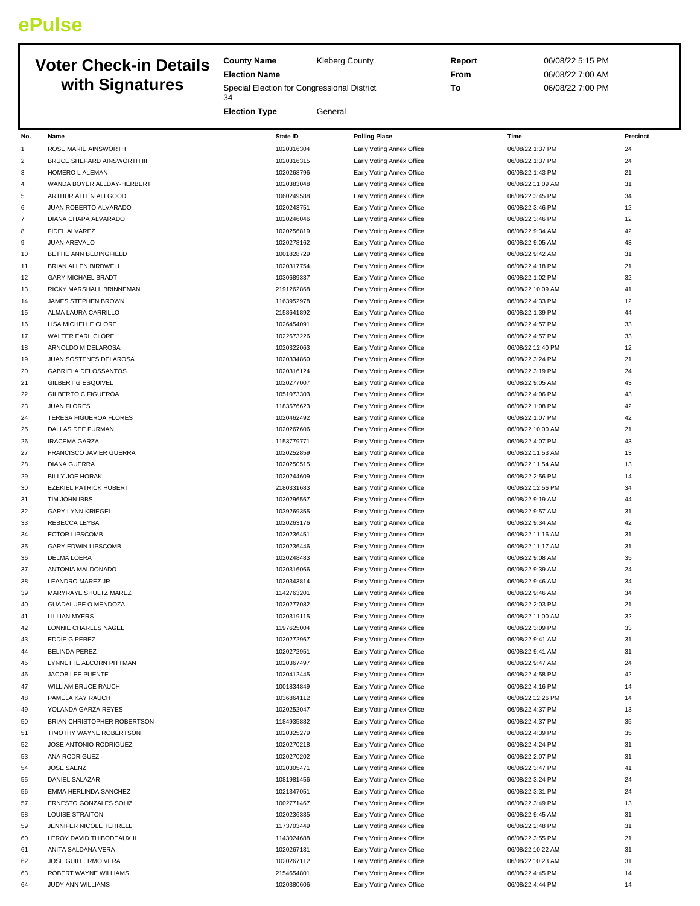ePulse

# Voter Check-in Details with Signatures

**County Name** Kleberg County

**Election Name** Special Election for Congressional District 34

**Election Type** General

**Report** 06/08/22 5:15 PM

**From** 06/08/22 7:00 AM

**To** 06/08/22 7:00 PM

| No. | Name | State ID | Polling Place | Time | Precinct |
|---|---|---|---|---|---|
| 1 | ROSE MARIE AINSWORTH | 1020316304 | Early Voting Annex Office | 06/08/22 1:37 PM | 24 |
| 2 | BRUCE SHEPARD AINSWORTH III | 1020316315 | Early Voting Annex Office | 06/08/22 1:37 PM | 24 |
| 3 | HOMERO L ALEMAN | 1020268796 | Early Voting Annex Office | 06/08/22 1:43 PM | 21 |
| 4 | WANDA BOYER ALLDAY-HERBERT | 1020383048 | Early Voting Annex Office | 06/08/22 11:09 AM | 31 |
| 5 | ARTHUR ALLEN ALLGOOD | 1060249588 | Early Voting Annex Office | 06/08/22 3:45 PM | 34 |
| 6 | JUAN ROBERTO ALVARADO | 1020243751 | Early Voting Annex Office | 06/08/22 3:46 PM | 12 |
| 7 | DIANA CHAPA ALVARADO | 1020246046 | Early Voting Annex Office | 06/08/22 3:46 PM | 12 |
| 8 | FIDEL ALVAREZ | 1020256819 | Early Voting Annex Office | 06/08/22 9:34 AM | 42 |
| 9 | JUAN AREVALO | 1020278162 | Early Voting Annex Office | 06/08/22 9:05 AM | 43 |
| 10 | BETTIE ANN BEDINGFIELD | 1001828729 | Early Voting Annex Office | 06/08/22 9:42 AM | 31 |
| 11 | BRIAN ALLEN BIRDWELL | 1020317754 | Early Voting Annex Office | 06/08/22 4:18 PM | 21 |
| 12 | GARY MICHAEL BRADT | 1030689337 | Early Voting Annex Office | 06/08/22 1:02 PM | 32 |
| 13 | RICKY MARSHALL BRINNEMAN | 2191262868 | Early Voting Annex Office | 06/08/22 10:09 AM | 41 |
| 14 | JAMES STEPHEN BROWN | 1163952978 | Early Voting Annex Office | 06/08/22 4:33 PM | 12 |
| 15 | ALMA LAURA CARRILLO | 2158641892 | Early Voting Annex Office | 06/08/22 1:39 PM | 44 |
| 16 | LISA MICHELLE CLORE | 1026454091 | Early Voting Annex Office | 06/08/22 4:57 PM | 33 |
| 17 | WALTER EARL CLORE | 1022673226 | Early Voting Annex Office | 06/08/22 4:57 PM | 33 |
| 18 | ARNOLDO M DELAROSA | 1020322063 | Early Voting Annex Office | 06/08/22 12:40 PM | 12 |
| 19 | JUAN SOSTENES DELAROSA | 1020334860 | Early Voting Annex Office | 06/08/22 3:24 PM | 21 |
| 20 | GABRIELA DELOSSANTOS | 1020316124 | Early Voting Annex Office | 06/08/22 3:19 PM | 24 |
| 21 | GILBERT G ESQUIVEL | 1020277007 | Early Voting Annex Office | 06/08/22 9:05 AM | 43 |
| 22 | GILBERTO C FIGUEROA | 1051073303 | Early Voting Annex Office | 06/08/22 4:06 PM | 43 |
| 23 | JUAN FLORES | 1183576623 | Early Voting Annex Office | 06/08/22 1:08 PM | 42 |
| 24 | TERESA FIGUEROA FLORES | 1020462492 | Early Voting Annex Office | 06/08/22 1:07 PM | 42 |
| 25 | DALLAS DEE FURMAN | 1020267606 | Early Voting Annex Office | 06/08/22 10:00 AM | 21 |
| 26 | IRACEMA GARZA | 1153779771 | Early Voting Annex Office | 06/08/22 4:07 PM | 43 |
| 27 | FRANCISCO JAVIER GUERRA | 1020252859 | Early Voting Annex Office | 06/08/22 11:53 AM | 13 |
| 28 | DIANA GUERRA | 1020250515 | Early Voting Annex Office | 06/08/22 11:54 AM | 13 |
| 29 | BILLY JOE HORAK | 1020244609 | Early Voting Annex Office | 06/08/22 2:56 PM | 14 |
| 30 | EZEKIEL PATRICK HUBERT | 2180331683 | Early Voting Annex Office | 06/08/22 12:56 PM | 34 |
| 31 | TIM JOHN IBBS | 1020296567 | Early Voting Annex Office | 06/08/22 9:19 AM | 44 |
| 32 | GARY LYNN KRIEGEL | 1039269355 | Early Voting Annex Office | 06/08/22 9:57 AM | 31 |
| 33 | REBECCA LEYBA | 1020263176 | Early Voting Annex Office | 06/08/22 9:34 AM | 42 |
| 34 | ECTOR LIPSCOMB | 1020236451 | Early Voting Annex Office | 06/08/22 11:16 AM | 31 |
| 35 | GARY EDWIN LIPSCOMB | 1020236446 | Early Voting Annex Office | 06/08/22 11:17 AM | 31 |
| 36 | DELMA LOERA | 1020248483 | Early Voting Annex Office | 06/08/22 9:08 AM | 35 |
| 37 | ANTONIA MALDONADO | 1020316066 | Early Voting Annex Office | 06/08/22 9:39 AM | 24 |
| 38 | LEANDRO MAREZ JR | 1020343814 | Early Voting Annex Office | 06/08/22 9:46 AM | 34 |
| 39 | MARYRAYE SHULTZ MAREZ | 1142763201 | Early Voting Annex Office | 06/08/22 9:46 AM | 34 |
| 40 | GUADALUPE O MENDOZA | 1020277082 | Early Voting Annex Office | 06/08/22 2:03 PM | 21 |
| 41 | LILLIAN MYERS | 1020319115 | Early Voting Annex Office | 06/08/22 11:00 AM | 32 |
| 42 | LONNIE CHARLES NAGEL | 1197625004 | Early Voting Annex Office | 06/08/22 3:09 PM | 33 |
| 43 | EDDIE G PEREZ | 1020272967 | Early Voting Annex Office | 06/08/22 9:41 AM | 31 |
| 44 | BELINDA PEREZ | 1020272951 | Early Voting Annex Office | 06/08/22 9:41 AM | 31 |
| 45 | LYNNETTE ALCORN PITTMAN | 1020367497 | Early Voting Annex Office | 06/08/22 9:47 AM | 24 |
| 46 | JACOB LEE PUENTE | 1020412445 | Early Voting Annex Office | 06/08/22 4:58 PM | 42 |
| 47 | WILLIAM BRUCE RAUCH | 1001834849 | Early Voting Annex Office | 06/08/22 4:16 PM | 14 |
| 48 | PAMELA KAY RAUCH | 1036864112 | Early Voting Annex Office | 06/08/22 12:26 PM | 14 |
| 49 | YOLANDA GARZA REYES | 1020252047 | Early Voting Annex Office | 06/08/22 4:37 PM | 13 |
| 50 | BRIAN CHRISTOPHER ROBERTSON | 1184935882 | Early Voting Annex Office | 06/08/22 4:37 PM | 35 |
| 51 | TIMOTHY WAYNE ROBERTSON | 1020325279 | Early Voting Annex Office | 06/08/22 4:39 PM | 35 |
| 52 | JOSE ANTONIO RODRIGUEZ | 1020270218 | Early Voting Annex Office | 06/08/22 4:24 PM | 31 |
| 53 | ANA RODRIGUEZ | 1020270202 | Early Voting Annex Office | 06/08/22 2:07 PM | 31 |
| 54 | JOSE SAENZ | 1020305471 | Early Voting Annex Office | 06/08/22 3:47 PM | 41 |
| 55 | DANIEL SALAZAR | 1081981456 | Early Voting Annex Office | 06/08/22 3:24 PM | 24 |
| 56 | EMMA HERLINDA SANCHEZ | 1021347051 | Early Voting Annex Office | 06/08/22 3:31 PM | 24 |
| 57 | ERNESTO GONZALES SOLIZ | 1002771467 | Early Voting Annex Office | 06/08/22 3:49 PM | 13 |
| 58 | LOUISE STRAITON | 1020236335 | Early Voting Annex Office | 06/08/22 9:45 AM | 31 |
| 59 | JENNIFER NICOLE TERRELL | 1173703449 | Early Voting Annex Office | 06/08/22 2:48 PM | 31 |
| 60 | LEROY DAVID THIBODEAUX II | 1143024688 | Early Voting Annex Office | 06/08/22 3:55 PM | 21 |
| 61 | ANITA SALDANA VERA | 1020267131 | Early Voting Annex Office | 06/08/22 10:22 AM | 31 |
| 62 | JOSE GUILLERMO VERA | 1020267112 | Early Voting Annex Office | 06/08/22 10:23 AM | 31 |
| 63 | ROBERT WAYNE WILLIAMS | 2154654801 | Early Voting Annex Office | 06/08/22 4:45 PM | 14 |
| 64 | JUDY ANN WILLIAMS | 1020380606 | Early Voting Annex Office | 06/08/22 4:44 PM | 14 |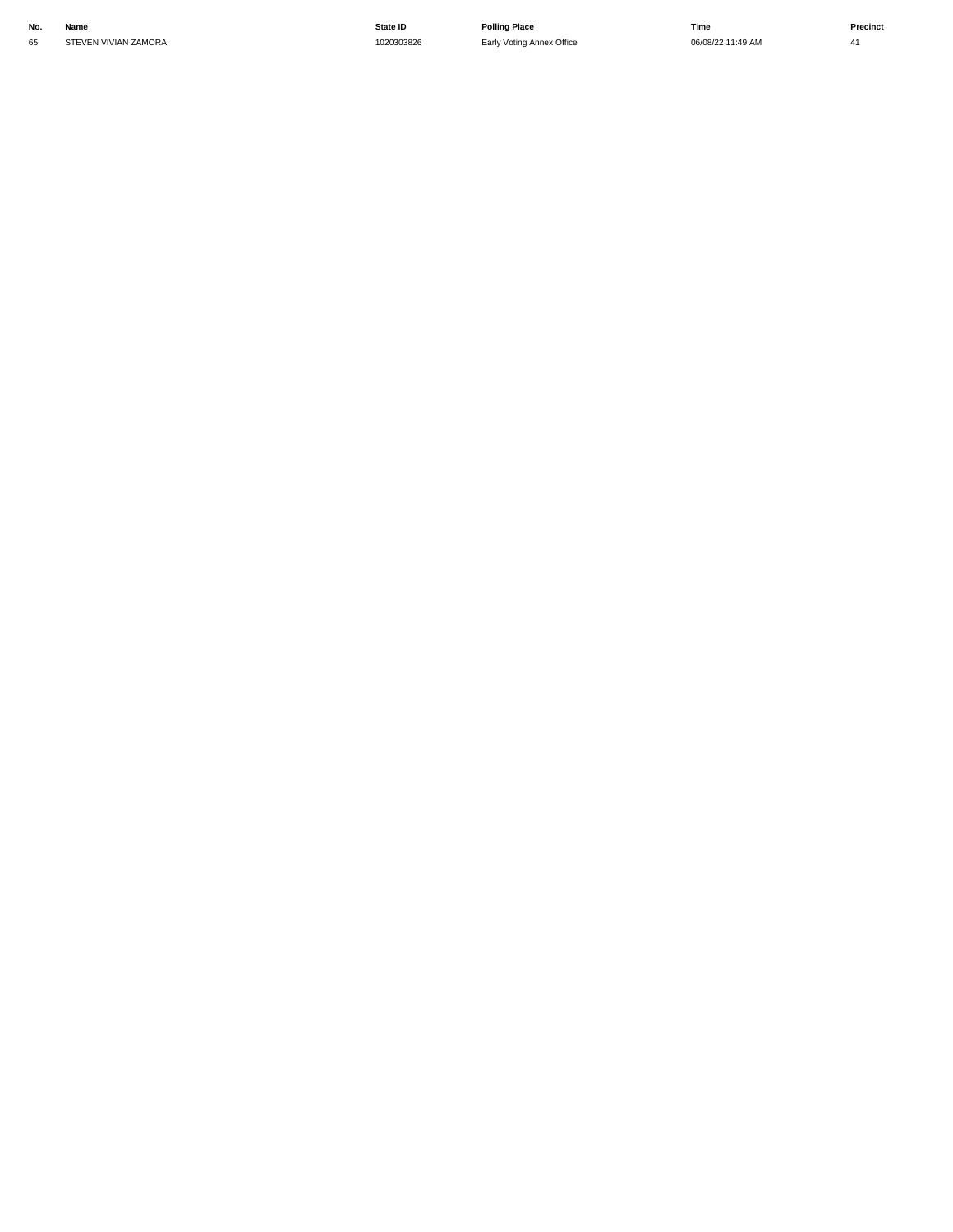| No. | Name | State ID | Polling Place | Time | Precinct |
| --- | --- | --- | --- | --- | --- |
| 65 | STEVEN VIVIAN ZAMORA | 1020303826 | Early Voting Annex Office | 06/08/22 11:49 AM | 41 |